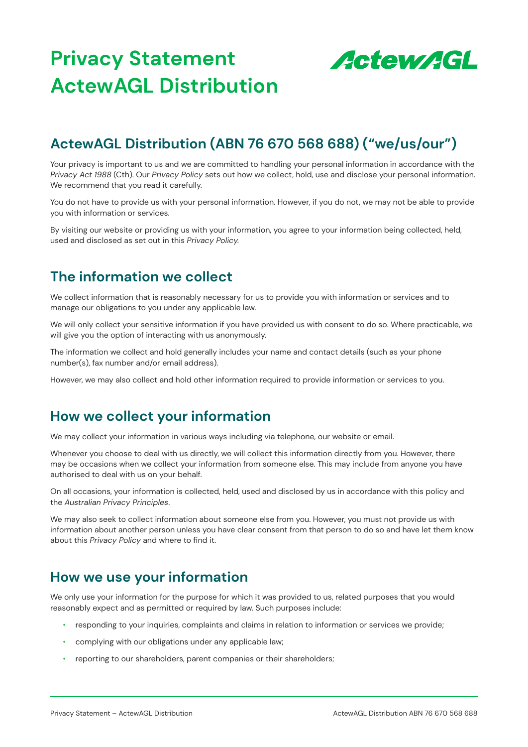# Privacy Statement ActewAGL Distribution

## ActewAGL Distribution (ABN 76 670 568 688) ("we/us/our")

Your privacy is important to us and we are committed to handling your personal information in accordance with the *Privacy Act 1988* (Cth). Our *Privacy Policy* sets out how we collect, hold, use and disclose your personal information. We recommend that you read it carefully.

You do not have to provide us with your personal information. However, if you do not, we may not be able to provide you with information or services.

By visiting our website or providing us with your information, you agree to your information being collected, held, used and disclosed as set out in this *Privacy Policy.*

## The information we collect

We collect information that is reasonably necessary for us to provide you with information or services and to manage our obligations to you under any applicable law.

We will only collect your sensitive information if you have provided us with consent to do so. Where practicable, we will give you the option of interacting with us anonymously.

The information we collect and hold generally includes your name and contact details (such as your phone number(s), fax number and/or email address).

However, we may also collect and hold other information required to provide information or services to you.

## How we collect your information

We may collect your information in various ways including via telephone, our website or email.

Whenever you choose to deal with us directly, we will collect this information directly from you. However, there may be occasions when we collect your information from someone else. This may include from anyone you have authorised to deal with us on your behalf.

On all occasions, your information is collected, held, used and disclosed by us in accordance with this policy and the *Australian Privacy Principles*.

We may also seek to collect information about someone else from you. However, you must not provide us with information about another person unless you have clear consent from that person to do so and have let them know about this *Privacy Policy* and where to find it.

## How we use your information

We only use your information for the purpose for which it was provided to us, related purposes that you would reasonably expect and as permitted or required by law. Such purposes include:

- responding to your inquiries, complaints and claims in relation to information or services we provide;
- complying with our obligations under any applicable law;
- reporting to our shareholders, parent companies or their shareholders;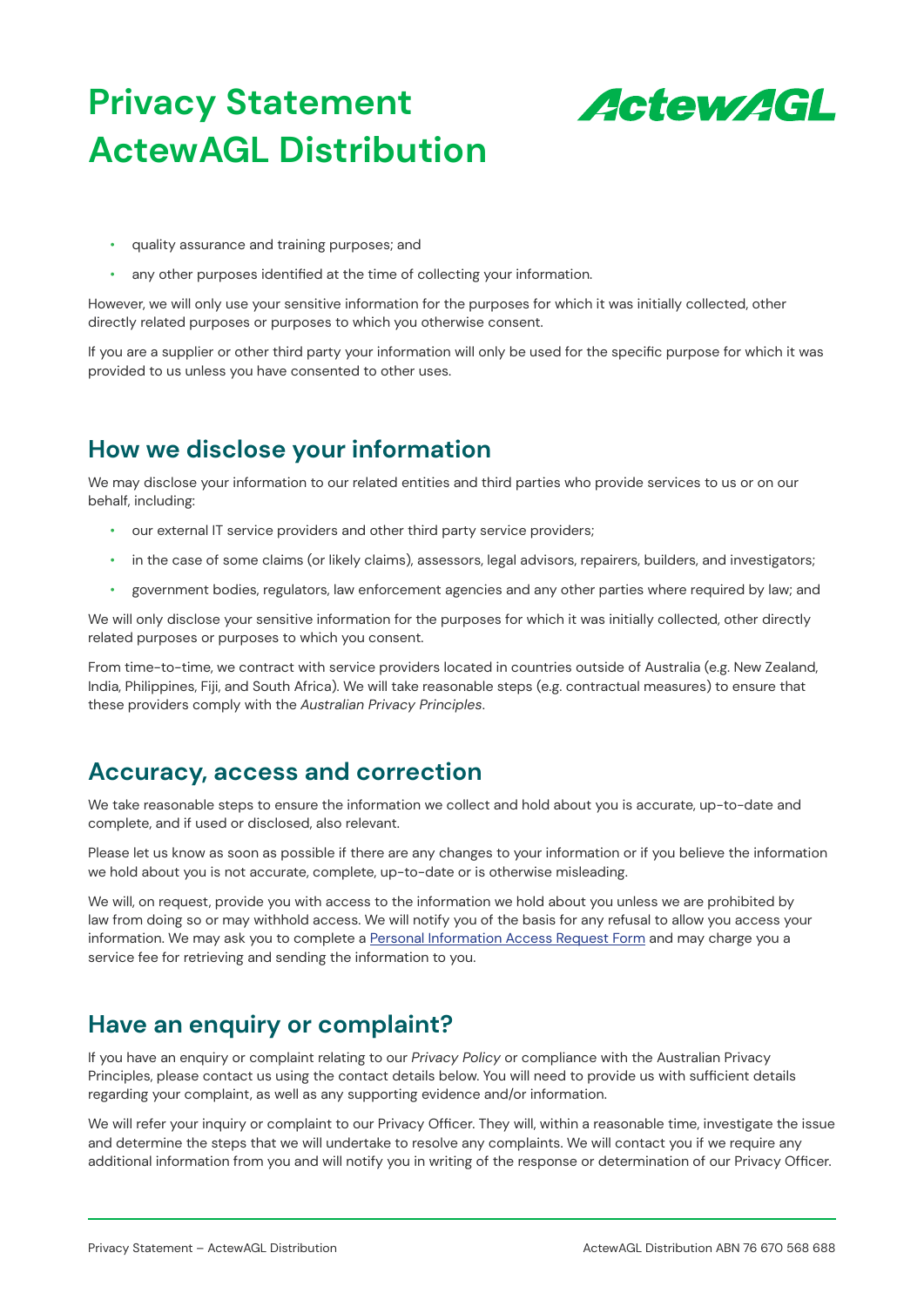# Privacy Statement ActewAGL Distribution

- quality assurance and training purposes; and
- any other purposes identified at the time of collecting your information.

However, we will only use your sensitive information for the purposes for which it was initially collected, other directly related purposes or purposes to which you otherwise consent.

If you are a supplier or other third party your information will only be used for the specific purpose for which it was provided to us unless you have consented to other uses.

## How we disclose your information

We may disclose your information to our related entities and third parties who provide services to us or on our behalf, including:

- our external IT service providers and other third party service providers;
- in the case of some claims (or likely claims), assessors, legal advisors, repairers, builders, and investigators;
- government bodies, regulators, law enforcement agencies and any other parties where required by law; and

We will only disclose your sensitive information for the purposes for which it was initially collected, other directly related purposes or purposes to which you consent.

From time-to-time, we contract with service providers located in countries outside of Australia (e.g. New Zealand, India, Philippines, Fiji, and South Africa). We will take reasonable steps (e.g. contractual measures) to ensure that these providers comply with the *Australian Privacy Principles*.

## Accuracy, access and correction

We take reasonable steps to ensure the information we collect and hold about you is accurate, up-to-date and complete, and if used or disclosed, also relevant.

Please let us know as soon as possible if there are any changes to your information or if you believe the information we hold about you is not accurate, complete, up-to-date or is otherwise misleading.

We will, on request, provide you with access to the information we hold about you unless we are prohibited by law from doing so or may withhold access. We will notify you of the basis for any refusal to allow you access your information. We may ask you to complete a Personal Information Access Request Form and may charge you a service fee for retrieving and sending the information to you.

## Have an enquiry or complaint?

If you have an enquiry or complaint relating to our *Privacy Policy* or compliance with the Australian Privacy Principles, please contact us using the contact details below. You will need to provide us with sufficient details regarding your complaint, as well as any supporting evidence and/or information.

We will refer your inquiry or complaint to our Privacy Officer. They will, within a reasonable time, investigate the issue and determine the steps that we will undertake to resolve any complaints. We will contact you if we require any additional information from you and will notify you in writing of the response or determination of our Privacy Officer.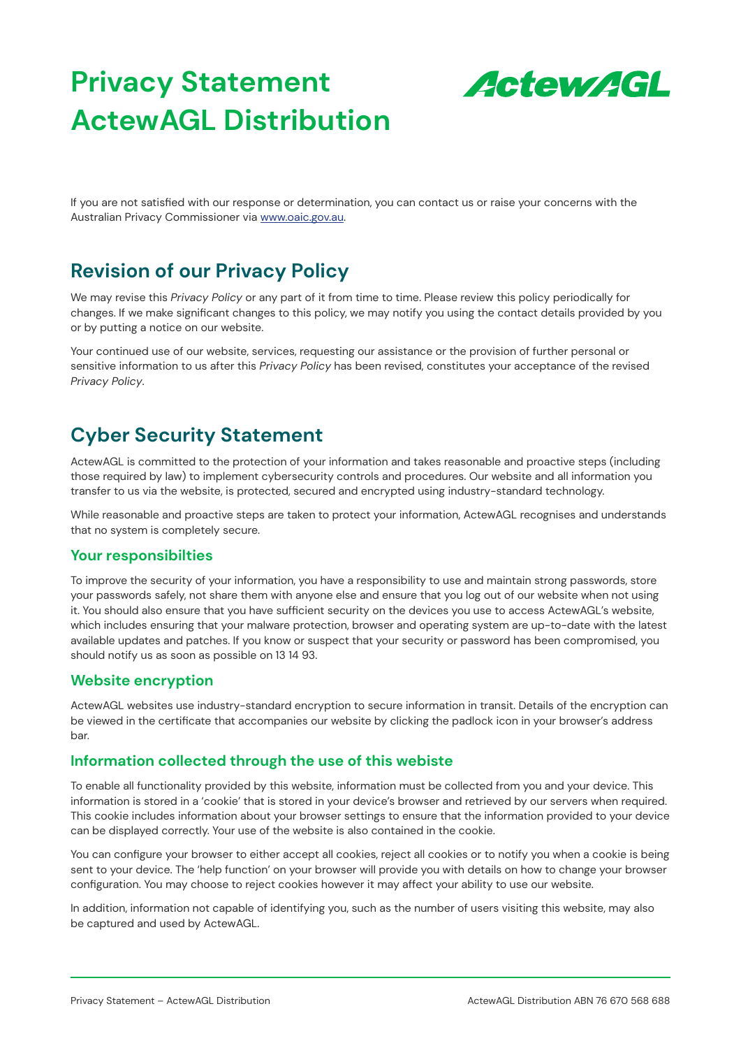# Privacy Statement ActewAGL Distribution

If you are not satisfied with our response or determination, you can contact us or raise your concerns with the Australian Privacy Commissioner via [www.oaic.gov.au](www.oaic.gov.au).

## Revision of our Privacy Policy

We may revise this *Privacy Policy* or any part of it from time to time. Please review this policy periodically for changes. If we make significant changes to this policy, we may notify you using the contact details provided by you or by putting a notice on our website.

Your continued use of our website, services, requesting our assistance or the provision of further personal or sensitive information to us after this *Privacy Policy* has been revised, constitutes your acceptance of the revised *Privacy Policy*.

## Cyber Security Statement

ActewAGL is committed to the protection of your information and takes reasonable and proactive steps (including those required by law) to implement cybersecurity controls and procedures. Our website and all information you transfer to us via the website, is protected, secured and encrypted using industry-standard technology.

While reasonable and proactive steps are taken to protect your information, ActewAGL recognises and understands that no system is completely secure.

### Your responsibilties

To improve the security of your information, you have a responsibility to use and maintain strong passwords, store your passwords safely, not share them with anyone else and ensure that you log out of our website when not using it. You should also ensure that you have sufficient security on the devices you use to access ActewAGL's website, which includes ensuring that your malware protection, browser and operating system are up-to-date with the latest available updates and patches. If you know or suspect that your security or password has been compromised, you should notify us as soon as possible on 13 14 93.

### Website encryption

ActewAGL websites use industry-standard encryption to secure information in transit. Details of the encryption can be viewed in the certificate that accompanies our website by clicking the padlock icon in your browser's address bar.

### Information collected through the use of this webiste

To enable all functionality provided by this website, information must be collected from you and your device. This information is stored in a 'cookie' that is stored in your device's browser and retrieved by our servers when required. This cookie includes information about your browser settings to ensure that the information provided to your device can be displayed correctly. Your use of the website is also contained in the cookie.

You can configure your browser to either accept all cookies, reject all cookies or to notify you when a cookie is being sent to your device. The 'help function' on your browser will provide you with details on how to change your browser configuration. You may choose to reject cookies however it may affect your ability to use our website.

In addition, information not capable of identifying you, such as the number of users visiting this website, may also be captured and used by ActewAGL.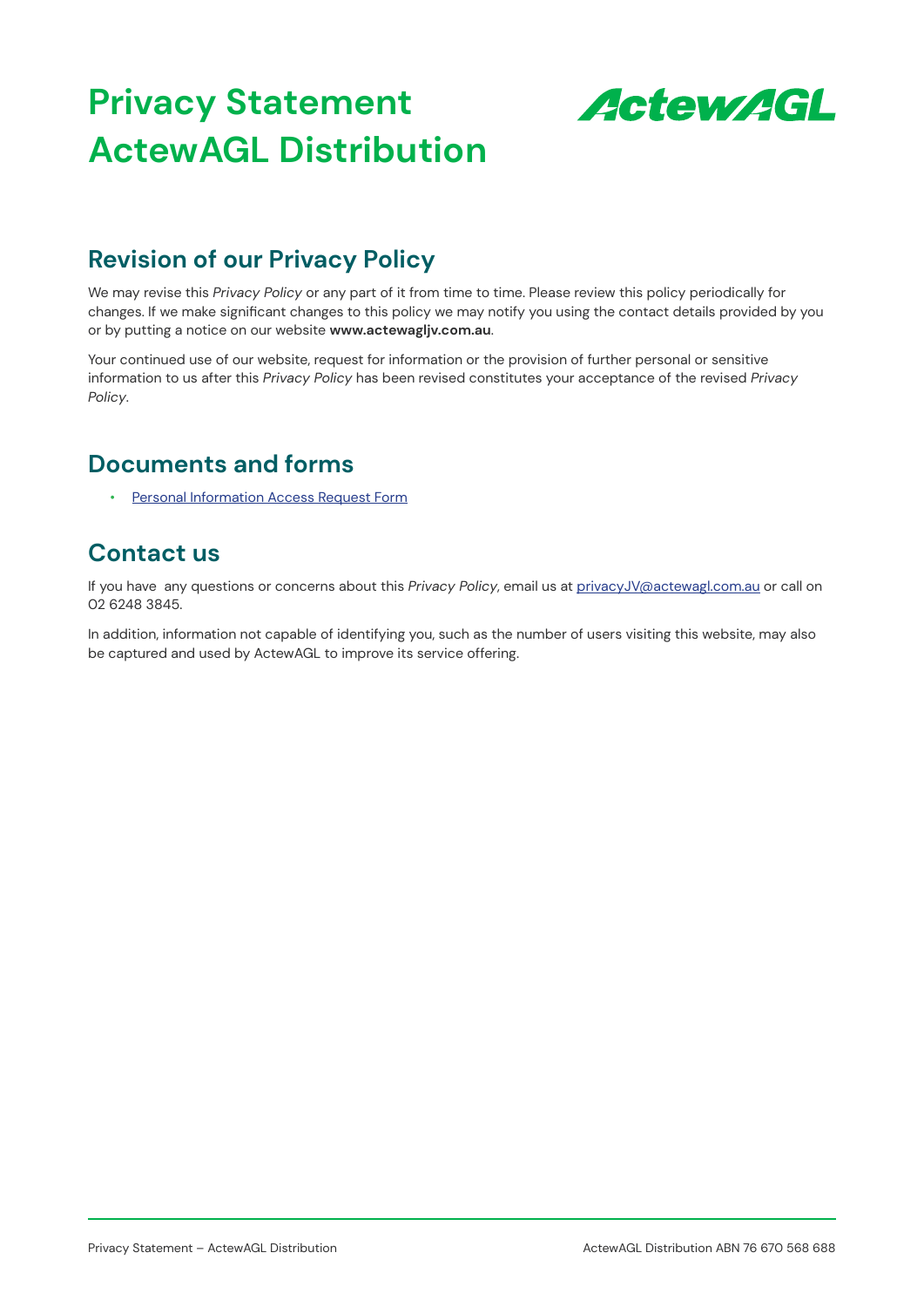# Privacy Statement ActewAGL Distribution

## Revision of our Privacy Policy

We may revise this *Privacy Policy* or any part of it from time to time. Please review this policy periodically for changes. If we make significant changes to this policy we may notify you using the contact details provided by you or by putting a notice on our website **www.actewagljv.com.au**.

Your continued use of our website, request for information or the provision of further personal or sensitive information to us after this *Privacy Policy* has been revised constitutes your acceptance of the revised *Privacy Policy*.

## Documents and forms

- Personal Information Access Request Form

## Contact us

If you have any questions or concerns about this *Privacy Policy*, email us at privacyJV@actewagl.com.au or call on 02 6248 3845.

In addition, information not capable of identifying you, such as the number of users visiting this website, may also be captured and used by ActewAGL to improve its service offering.